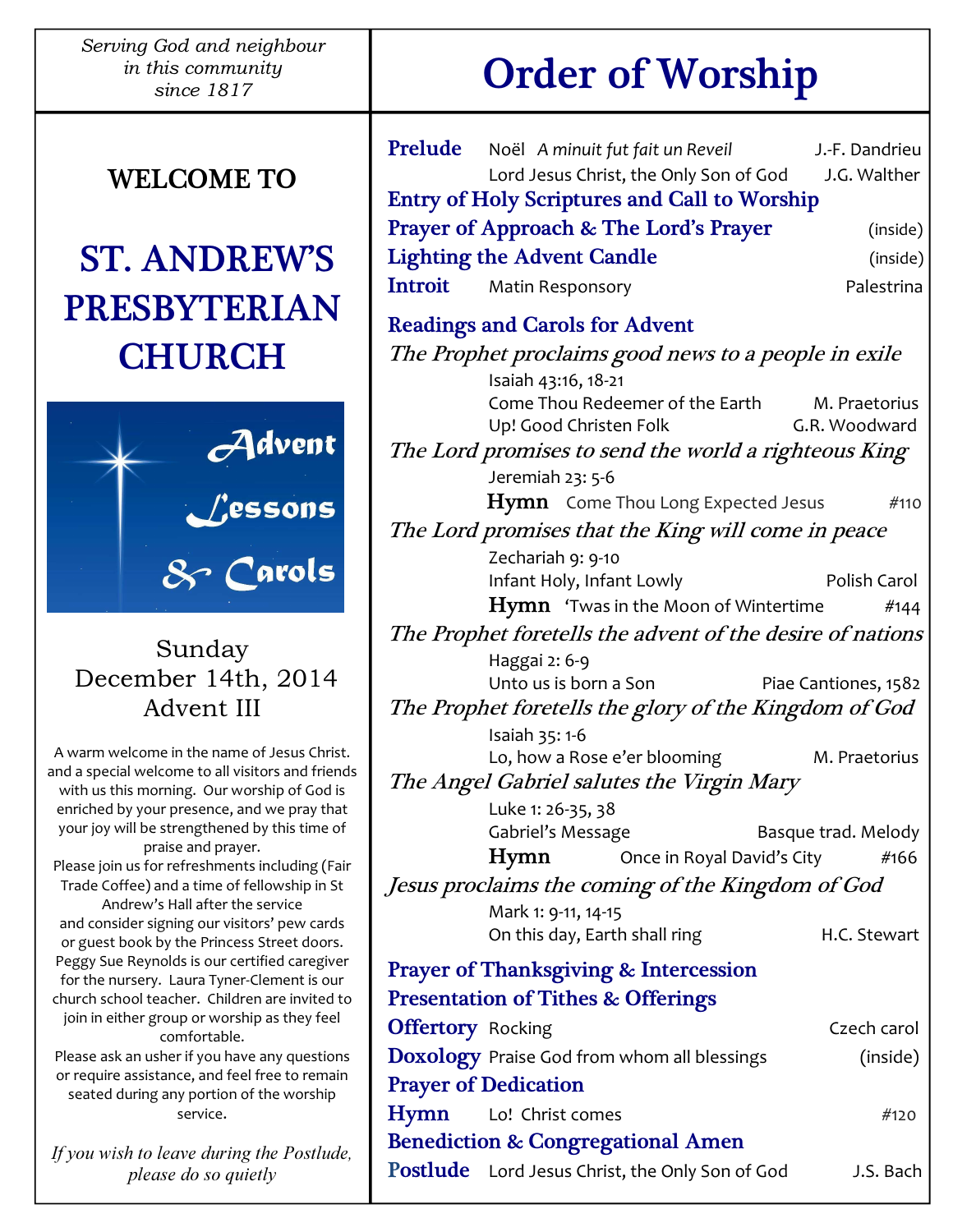*Serving God and neighbour in this community since 1817*

# WELCOME TO

# ST. ANDREW'S PRESBYTERIAN CHURCH

Advent Lessons & Carols

Sunday
December 14th, 2014
Advent III

A warm welcome in the name of Jesus Christ. and a special welcome to all visitors and friends with us this morning. Our worship of God is enriched by your presence, and we pray that your joy will be strengthened by this time of praise and prayer.
Please join us for refreshments including (Fair Trade Coffee) and a time of fellowship in St Andrew's Hall after the service and consider signing our visitors' pew cards or guest book by the Princess Street doors. Peggy Sue Reynolds is our certified caregiver for the nursery. Laura Tyner-Clement is our church school teacher. Children are invited to join in either group or worship as they feel comfortable.
Please ask an usher if you have any questions or require assistance, and feel free to remain seated during any portion of the worship service.

*If you wish to leave during the Postlude, please do so quietly*

# Order of Worship

**Prelude** Noël *A minuit fut fait un Reveil* — J.-F. Dandrieu
Lord Jesus Christ, the Only Son of God — J.G. Walther

**Entry of Holy Scriptures and Call to Worship**

**Prayer of Approach & The Lord's Prayer** (inside)

**Lighting the Advent Candle** (inside)

**Introit** Matin Responsory — Palestrina

**Readings and Carols for Advent**

*The Prophet proclaims good news to a people in exile*
Isaiah 43:16, 18-21
Come Thou Redeemer of the Earth — M. Praetorius
Up! Good Christen Folk — G.R. Woodward

*The Lord promises to send the world a righteous King*
Jeremiah 23: 5-6
**Hymn** Come Thou Long Expected Jesus #110

*The Lord promises that the King will come in peace*
Zechariah 9: 9-10
Infant Holy, Infant Lowly — Polish Carol
**Hymn** 'Twas in the Moon of Wintertime #144

*The Prophet foretells the advent of the desire of nations*
Haggai 2: 6-9
Unto us is born a Son — Piae Cantiones, 1582

*The Prophet foretells the glory of the Kingdom of God*
Isaiah 35: 1-6
Lo, how a Rose e'er blooming — M. Praetorius

*The Angel Gabriel salutes the Virgin Mary*
Luke 1: 26-35, 38
Gabriel's Message — Basque trad. Melody
**Hymn** Once in Royal David's City #166

*Jesus proclaims the coming of the Kingdom of God*
Mark 1: 9-11, 14-15
On this day, Earth shall ring — H.C. Stewart

**Prayer of Thanksgiving & Intercession**

**Presentation of Tithes & Offerings**

**Offertory** Rocking — Czech carol

**Doxology** Praise God from whom all blessings (inside)

**Prayer of Dedication**

**Hymn** Lo! Christ comes #120

**Benediction & Congregational Amen**

**Postlude** Lord Jesus Christ, the Only Son of God — J.S. Bach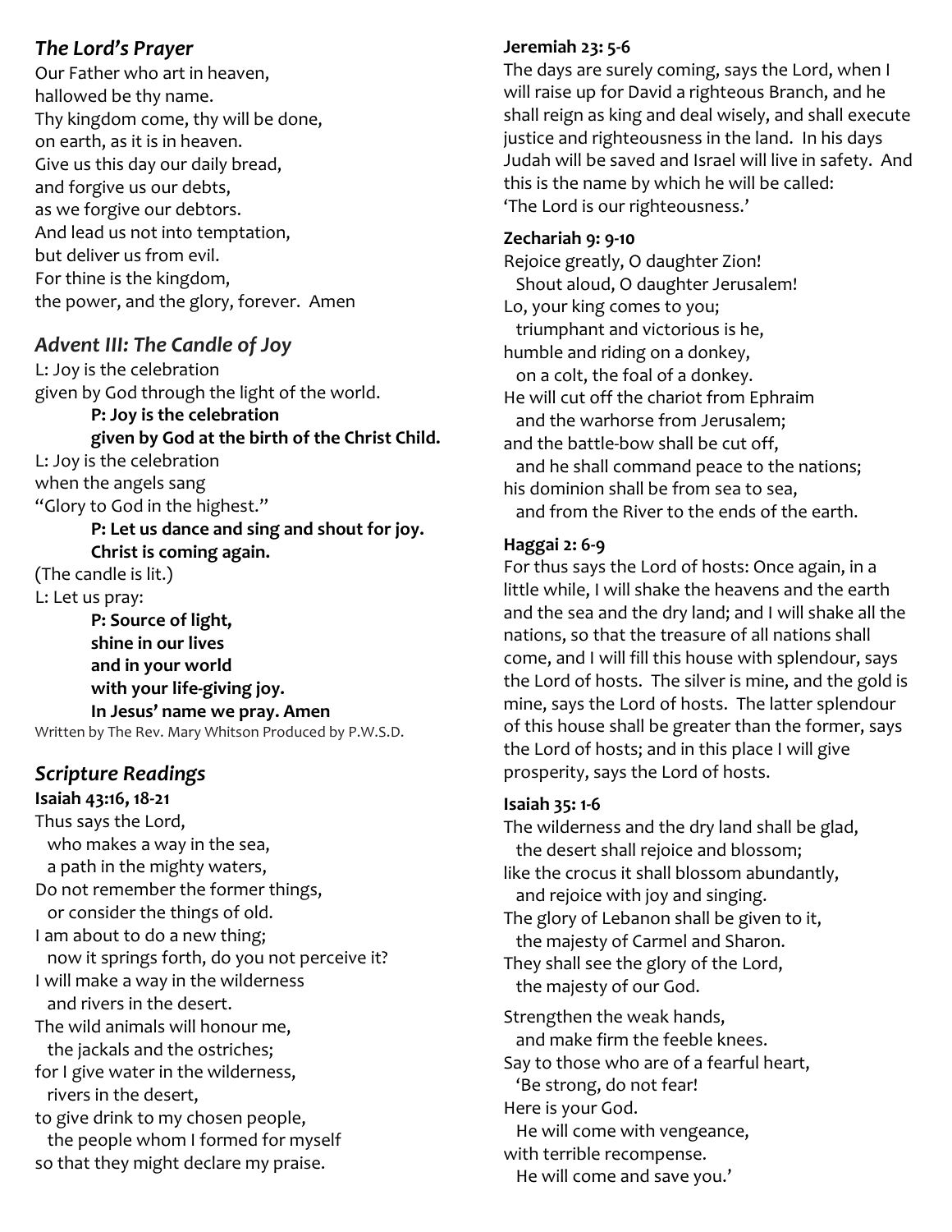## *The Lord's Prayer*

Our Father who art in heaven,
hallowed be thy name.
Thy kingdom come, thy will be done,
on earth, as it is in heaven.
Give us this day our daily bread,
and forgive us our debts,
as we forgive our debtors.
And lead us not into temptation,
but deliver us from evil.
For thine is the kingdom,
the power, and the glory, forever. Amen

## *Advent III: The Candle of Joy*

L: Joy is the celebration
given by God through the light of the world.

> **P: Joy is the celebration**
> **given by God at the birth of the Christ Child.**

L: Joy is the celebration
when the angels sang
"Glory to God in the highest."

> **P: Let us dance and sing and shout for joy.**
> **Christ is coming again.**

(The candle is lit.)
L: Let us pray:

> **P: Source of light,**
> **shine in our lives**
> **and in your world**
> **with your life-giving joy.**
> **In Jesus' name we pray. Amen**

Written by The Rev. Mary Whitson Produced by P.W.S.D.

## *Scripture Readings*

**Isaiah 43:16, 18-21**

Thus says the Lord,
  who makes a way in the sea,
  a path in the mighty waters,
Do not remember the former things,
  or consider the things of old.
I am about to do a new thing;
  now it springs forth, do you not perceive it?
I will make a way in the wilderness
  and rivers in the desert.
The wild animals will honour me,
  the jackals and the ostriches;
for I give water in the wilderness,
  rivers in the desert,
to give drink to my chosen people,
  the people whom I formed for myself
so that they might declare my praise.

**Jeremiah 23: 5-6**

The days are surely coming, says the Lord, when I will raise up for David a righteous Branch, and he shall reign as king and deal wisely, and shall execute justice and righteousness in the land. In his days Judah will be saved and Israel will live in safety. And this is the name by which he will be called: 'The Lord is our righteousness.'

**Zechariah 9: 9-10**

Rejoice greatly, O daughter Zion!
  Shout aloud, O daughter Jerusalem!
Lo, your king comes to you;
  triumphant and victorious is he,
humble and riding on a donkey,
  on a colt, the foal of a donkey.
He will cut off the chariot from Ephraim
  and the warhorse from Jerusalem;
and the battle-bow shall be cut off,
  and he shall command peace to the nations;
his dominion shall be from sea to sea,
  and from the River to the ends of the earth.

**Haggai 2: 6-9**

For thus says the Lord of hosts: Once again, in a little while, I will shake the heavens and the earth and the sea and the dry land; and I will shake all the nations, so that the treasure of all nations shall come, and I will fill this house with splendour, says the Lord of hosts. The silver is mine, and the gold is mine, says the Lord of hosts. The latter splendour of this house shall be greater than the former, says the Lord of hosts; and in this place I will give prosperity, says the Lord of hosts.

**Isaiah 35: 1-6**

The wilderness and the dry land shall be glad,
  the desert shall rejoice and blossom;
like the crocus it shall blossom abundantly,
  and rejoice with joy and singing.
The glory of Lebanon shall be given to it,
  the majesty of Carmel and Sharon.
They shall see the glory of the Lord,
  the majesty of our God.

Strengthen the weak hands,
  and make firm the feeble knees.
Say to those who are of a fearful heart,
  'Be strong, do not fear!
Here is your God.
  He will come with vengeance,
with terrible recompense.
  He will come and save you.'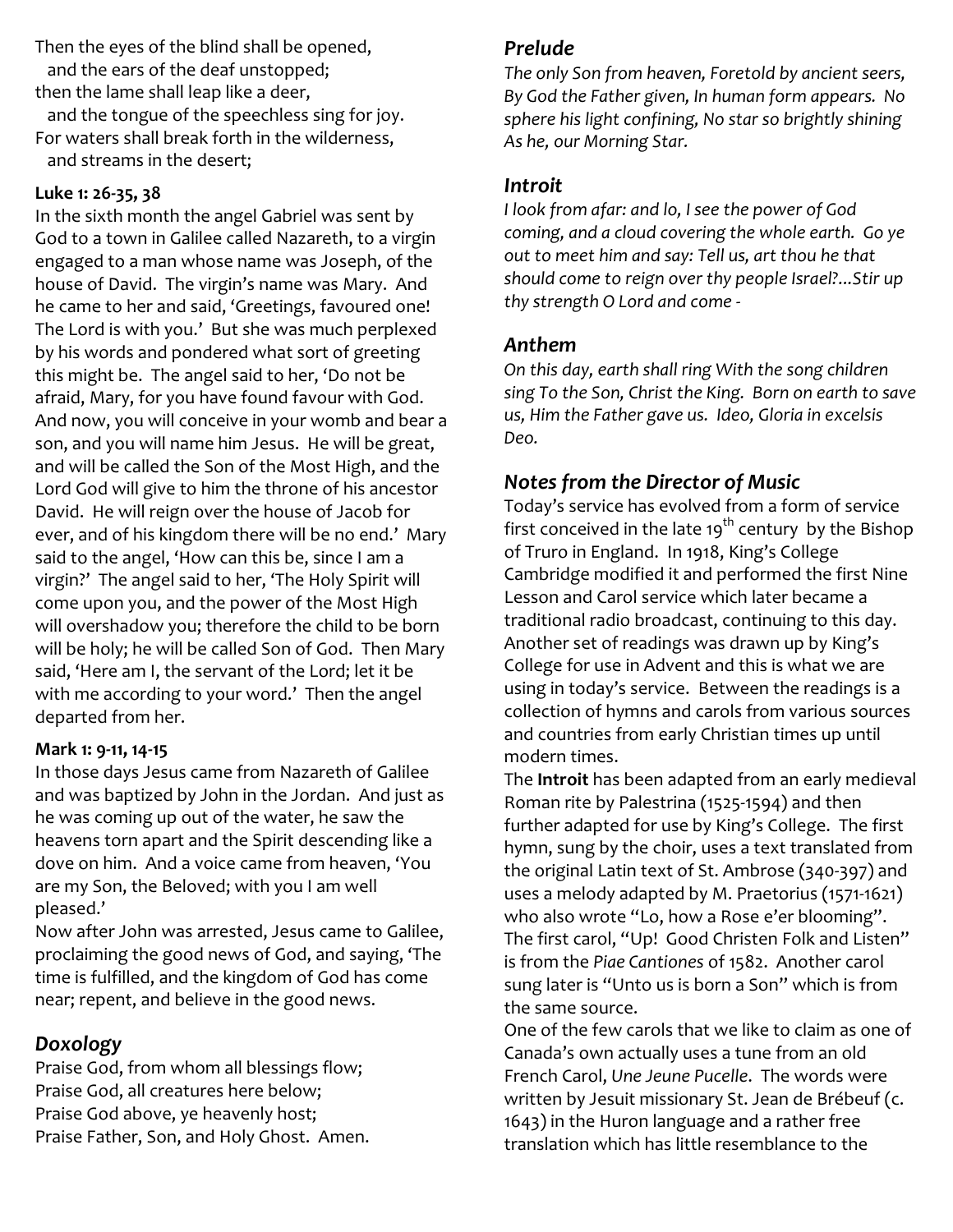Then the eyes of the blind shall be opened,
and the ears of the deaf unstopped;
then the lame shall leap like a deer,
and the tongue of the speechless sing for joy.
For waters shall break forth in the wilderness,
and streams in the desert;

**Luke 1: 26-35, 38**

In the sixth month the angel Gabriel was sent by God to a town in Galilee called Nazareth, to a virgin engaged to a man whose name was Joseph, of the house of David. The virgin's name was Mary. And he came to her and said, 'Greetings, favoured one! The Lord is with you.' But she was much perplexed by his words and pondered what sort of greeting this might be. The angel said to her, 'Do not be afraid, Mary, for you have found favour with God. And now, you will conceive in your womb and bear a son, and you will name him Jesus. He will be great, and will be called the Son of the Most High, and the Lord God will give to him the throne of his ancestor David. He will reign over the house of Jacob for ever, and of his kingdom there will be no end.' Mary said to the angel, 'How can this be, since I am a virgin?' The angel said to her, 'The Holy Spirit will come upon you, and the power of the Most High will overshadow you; therefore the child to be born will be holy; he will be called Son of God. Then Mary said, 'Here am I, the servant of the Lord; let it be with me according to your word.' Then the angel departed from her.

**Mark 1: 9-11, 14-15**

In those days Jesus came from Nazareth of Galilee and was baptized by John in the Jordan. And just as he was coming up out of the water, he saw the heavens torn apart and the Spirit descending like a dove on him. And a voice came from heaven, 'You are my Son, the Beloved; with you I am well pleased.'
Now after John was arrested, Jesus came to Galilee, proclaiming the good news of God, and saying, 'The time is fulfilled, and the kingdom of God has come near; repent, and believe in the good news.

## *Doxology*

Praise God, from whom all blessings flow;
Praise God, all creatures here below;
Praise God above, ye heavenly host;
Praise Father, Son, and Holy Ghost. Amen.

## *Prelude*

*The only Son from heaven, Foretold by ancient seers, By God the Father given, In human form appears. No sphere his light confining, No star so brightly shining As he, our Morning Star.*

## *Introit*

*I look from afar: and lo, I see the power of God coming, and a cloud covering the whole earth. Go ye out to meet him and say: Tell us, art thou he that should come to reign over thy people Israel?...Stir up thy strength O Lord and come -*

## *Anthem*

*On this day, earth shall ring With the song children sing To the Son, Christ the King. Born on earth to save us, Him the Father gave us. Ideo, Gloria in excelsis Deo.*

## *Notes from the Director of Music*

Today's service has evolved from a form of service first conceived in the late 19th century by the Bishop of Truro in England. In 1918, King's College Cambridge modified it and performed the first Nine Lesson and Carol service which later became a traditional radio broadcast, continuing to this day. Another set of readings was drawn up by King's College for use in Advent and this is what we are using in today's service. Between the readings is a collection of hymns and carols from various sources and countries from early Christian times up until modern times.
The **Introit** has been adapted from an early medieval Roman rite by Palestrina (1525-1594) and then further adapted for use by King's College. The first hymn, sung by the choir, uses a text translated from the original Latin text of St. Ambrose (340-397) and uses a melody adapted by M. Praetorius (1571-1621) who also wrote "Lo, how a Rose e'er blooming". The first carol, "Up! Good Christen Folk and Listen" is from the *Piae Cantiones* of 1582. Another carol sung later is "Unto us is born a Son" which is from the same source.
One of the few carols that we like to claim as one of Canada's own actually uses a tune from an old French Carol, *Une Jeune Pucelle*. The words were written by Jesuit missionary St. Jean de Brébeuf (c. 1643) in the Huron language and a rather free translation which has little resemblance to the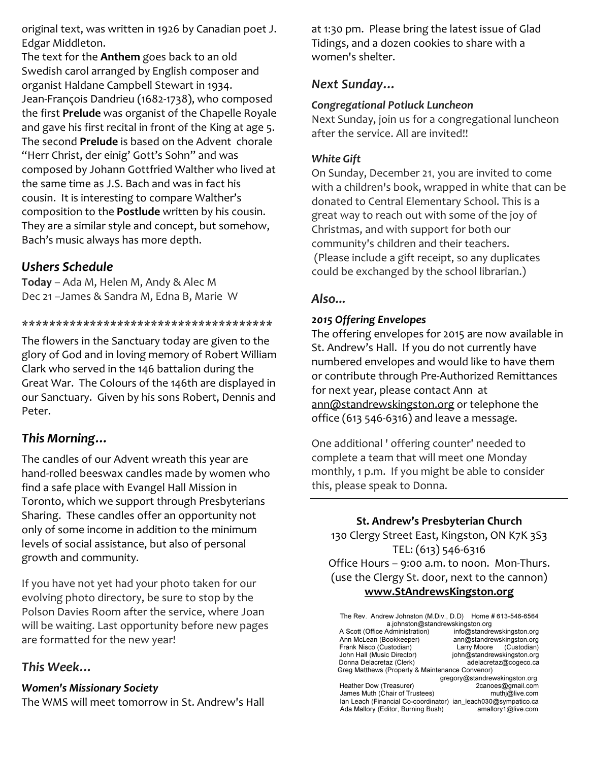original text, was written in 1926 by Canadian poet J. Edgar Middleton.

The text for the **Anthem** goes back to an old Swedish carol arranged by English composer and organist Haldane Campbell Stewart in 1934.

Jean-François Dandrieu (1682-1738), who composed the first **Prelude** was organist of the Chapelle Royale and gave his first recital in front of the King at age 5. The second **Prelude** is based on the Advent chorale "Herr Christ, der einig' Gott's Sohn" and was composed by Johann Gottfried Walther who lived at the same time as J.S. Bach and was in fact his cousin. It is interesting to compare Walther's composition to the **Postlude** written by his cousin. They are a similar style and concept, but somehow, Bach's music always has more depth.

## *Ushers Schedule*

**Today** – Ada M, Helen M, Andy & Alec M
Dec 21 –James & Sandra M, Edna B, Marie W

*************************************

The flowers in the Sanctuary today are given to the glory of God and in loving memory of Robert William Clark who served in the 146 battalion during the Great War. The Colours of the 146th are displayed in our Sanctuary. Given by his sons Robert, Dennis and Peter.

## *This Morning…*

The candles of our Advent wreath this year are hand-rolled beeswax candles made by women who find a safe place with Evangel Hall Mission in Toronto, which we support through Presbyterians Sharing. These candles offer an opportunity not only of some income in addition to the minimum levels of social assistance, but also of personal growth and community.

If you have not yet had your photo taken for our evolving photo directory, be sure to stop by the Polson Davies Room after the service, where Joan will be waiting. Last opportunity before new pages are formatted for the new year!

## *This Week…*

### *Women's Missionary Society*

The WMS will meet tomorrow in St. Andrew's Hall at 1:30 pm. Please bring the latest issue of Glad Tidings, and a dozen cookies to share with a women's shelter.

## *Next Sunday…*

### *Congregational Potluck Luncheon*

Next Sunday, join us for a congregational luncheon after the service. All are invited!!

### *White Gift*

On Sunday, December 21, you are invited to come with a children's book, wrapped in white that can be donated to Central Elementary School. This is a great way to reach out with some of the joy of Christmas, and with support for both our community's children and their teachers.
(Please include a gift receipt, so any duplicates could be exchanged by the school librarian.)

## *Also...*

### *2015 Offering Envelopes*

The offering envelopes for 2015 are now available in St. Andrew's Hall. If you do not currently have numbered envelopes and would like to have them or contribute through Pre-Authorized Remittances for next year, please contact Ann at ann@standrewskingston.org or telephone the office (613 546-6316) and leave a message.

One additional ' offering counter' needed to complete a team that will meet one Monday monthly, 1 p.m. If you might be able to consider this, please speak to Donna.

---

**St. Andrew's Presbyterian Church**
130 Clergy Street East, Kingston, ON K7K 3S3
TEL: (613) 546-6316
Office Hours – 9:00 a.m. to noon. Mon-Thurs.
(use the Clergy St. door, next to the cannon)
**www.StAndrewsKingston.org**

The Rev. Andrew Johnston (M.Div., D.D) Home # 613-546-6564
a.johnston@standrewskingston.org
A Scott (Office Administration) info@standrewskingston.org
Ann McLean (Bookkeeper) ann@standrewskingston.org
Frank Nisco (Custodian) Larry Moore (Custodian)
John Hall (Music Director) john@standrewskingston.org
Donna Delacretaz (Clerk) adelacretaz@cogeco.ca
Greg Matthews (Property & Maintenance Convenor)
gregory@standrewskingston.org
Heather Dow (Treasurer) 2canoes@gmail.com
James Muth (Chair of Trustees) muthj@live.com
Ian Leach (Financial Co-coordinator) ian_leach030@sympatico.ca
Ada Mallory (Editor, Burning Bush) amallory1@live.com